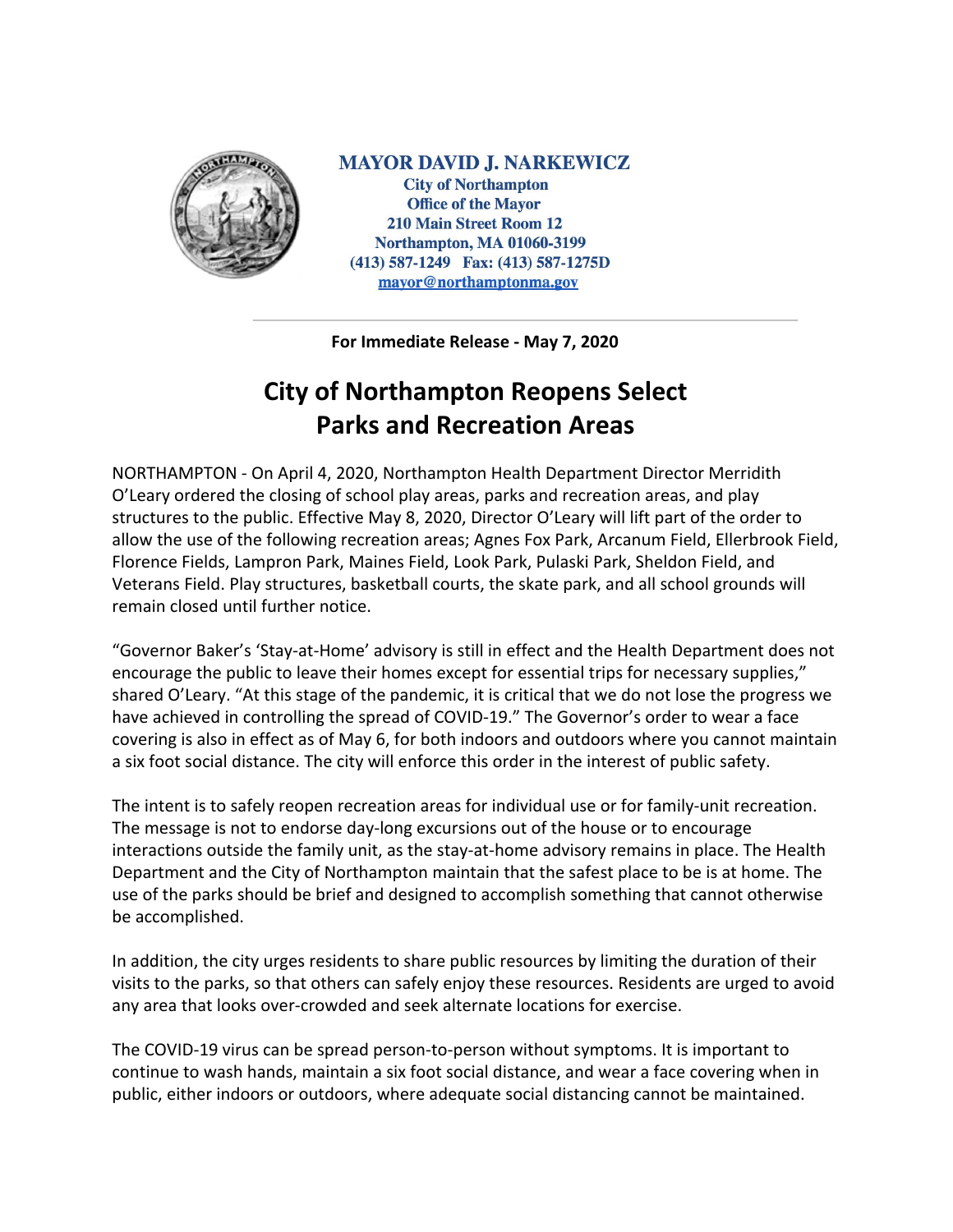**MAYOR DAVID J. NARKEWICZ**
**City of Northampton**
**Office of the Mayor**
**210 Main Street Room 12**
**Northampton, MA 01060-3199**
**(413) 587-1249 Fax: (413) 587-1275D**
**mayor@northamptonma.gov**

---

**For Immediate Release - May 7, 2020**

# City of Northampton Reopens Select Parks and Recreation Areas

NORTHAMPTON - On April 4, 2020, Northampton Health Department Director Merridith O'Leary ordered the closing of school play areas, parks and recreation areas, and play structures to the public. Effective May 8, 2020, Director O'Leary will lift part of the order to allow the use of the following recreation areas; Agnes Fox Park, Arcanum Field, Ellerbrook Field, Florence Fields, Lampron Park, Maines Field, Look Park, Pulaski Park, Sheldon Field, and Veterans Field. Play structures, basketball courts, the skate park, and all school grounds will remain closed until further notice.

"Governor Baker's 'Stay-at-Home' advisory is still in effect and the Health Department does not encourage the public to leave their homes except for essential trips for necessary supplies," shared O'Leary. "At this stage of the pandemic, it is critical that we do not lose the progress we have achieved in controlling the spread of COVID-19." The Governor's order to wear a face covering is also in effect as of May 6, for both indoors and outdoors where you cannot maintain a six foot social distance. The city will enforce this order in the interest of public safety.

The intent is to safely reopen recreation areas for individual use or for family-unit recreation. The message is not to endorse day-long excursions out of the house or to encourage interactions outside the family unit, as the stay-at-home advisory remains in place. The Health Department and the City of Northampton maintain that the safest place to be is at home. The use of the parks should be brief and designed to accomplish something that cannot otherwise be accomplished.

In addition, the city urges residents to share public resources by limiting the duration of their visits to the parks, so that others can safely enjoy these resources. Residents are urged to avoid any area that looks over-crowded and seek alternate locations for exercise.

The COVID-19 virus can be spread person-to-person without symptoms. It is important to continue to wash hands, maintain a six foot social distance, and wear a face covering when in public, either indoors or outdoors, where adequate social distancing cannot be maintained.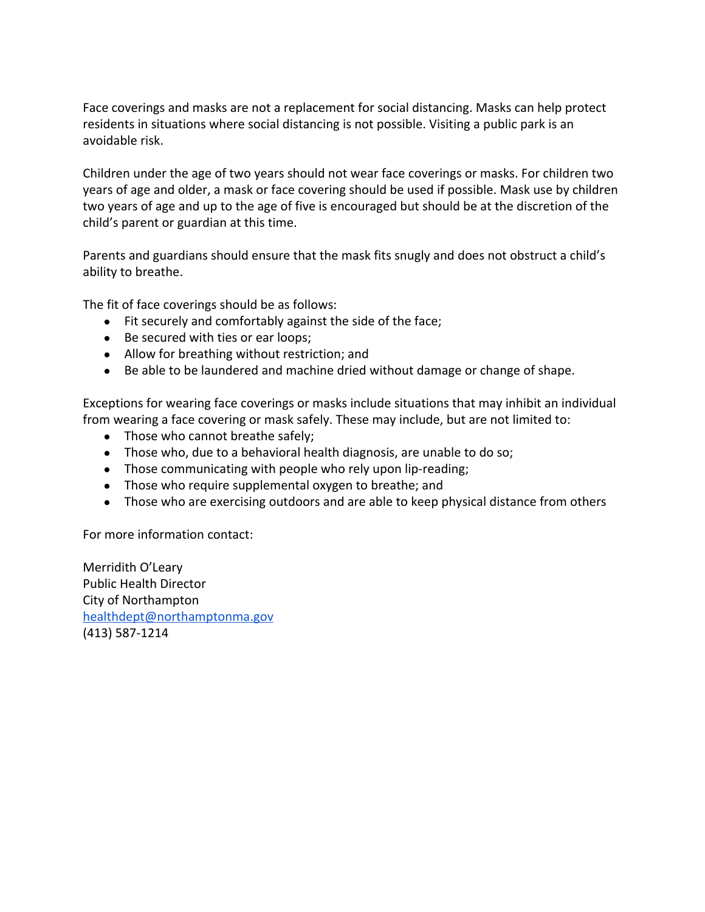Face coverings and masks are not a replacement for social distancing. Masks can help protect residents in situations where social distancing is not possible. Visiting a public park is an avoidable risk.

Children under the age of two years should not wear face coverings or masks. For children two years of age and older, a mask or face covering should be used if possible. Mask use by children two years of age and up to the age of five is encouraged but should be at the discretion of the child's parent or guardian at this time.

Parents and guardians should ensure that the mask fits snugly and does not obstruct a child's ability to breathe.

The fit of face coverings should be as follows:

- Fit securely and comfortably against the side of the face;
- Be secured with ties or ear loops;
- Allow for breathing without restriction; and
- Be able to be laundered and machine dried without damage or change of shape.

Exceptions for wearing face coverings or masks include situations that may inhibit an individual from wearing a face covering or mask safely. These may include, but are not limited to:

- Those who cannot breathe safely;
- Those who, due to a behavioral health diagnosis, are unable to do so;
- Those communicating with people who rely upon lip-reading;
- Those who require supplemental oxygen to breathe; and
- Those who are exercising outdoors and are able to keep physical distance from others

For more information contact:

Merridith O'Leary
Public Health Director
City of Northampton
healthdept@northamptonma.gov
(413) 587-1214